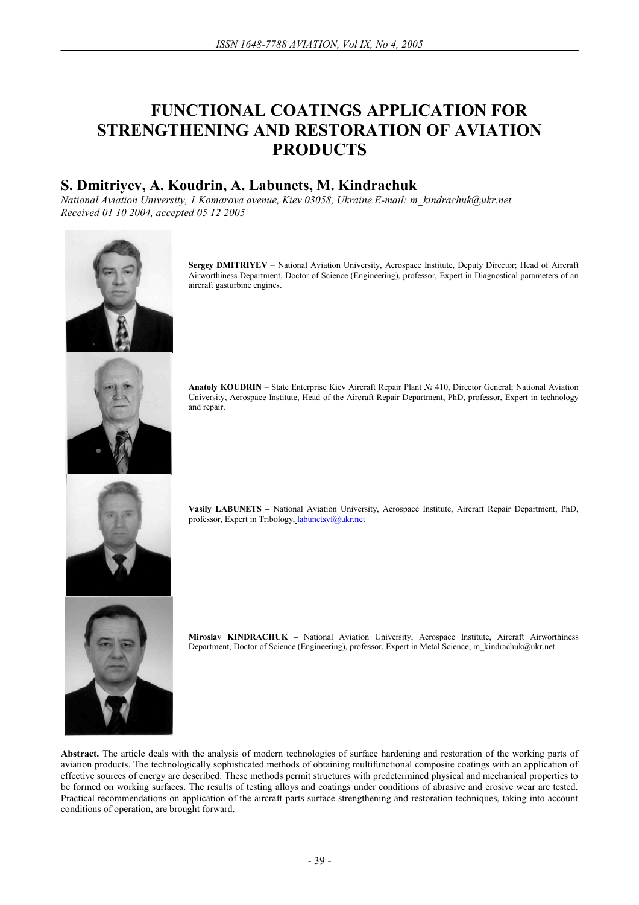# FUNCTIONAL COATINGS APPLICATION FOR STRENGTHENING AND RESTORATION OF AVIATION PRODUCTS

## S. Dmitriyev, A. Koudrin, A. Labunets, M. Kindrachuk

*National Aviation University, 1 Komarova avenue, Kiev 03058, Ukraine.E-mail: m_kindrachuk@ukr.net*
*Received 01 10 2004, accepted 05 12 2005*

**Sergey DMITRIYEV** – National Aviation University, Aerospace Institute, Deputy Director; Head of Aircraft Airworthiness Department, Doctor of Science (Engineering), professor, Expert in Diagnostical parameters of an aircraft gasturbine engines.

**Anatoly KOUDRIN** – State Enterprise Kiev Aircraft Repair Plant № 410, Director General; National Aviation University, Aerospace Institute, Head of the Aircraft Repair Department, PhD, professor, Expert in technology and repair.

**Vasily LABUNETS** – National Aviation University, Aerospace Institute, Aircraft Repair Department, PhD, professor, Expert in Tribology, labunetsvf@ukr.net

**Miroslav KINDRACHUK** – National Aviation University, Aerospace Institute, Aircraft Airworthiness Department, Doctor of Science (Engineering), professor, Expert in Metal Science; m_kindrachuk@ukr.net.

**Abstract.** The article deals with the analysis of modern technologies of surface hardening and restoration of the working parts of aviation products. The technologically sophisticated methods of obtaining multifunctional composite coatings with an application of effective sources of energy are described. These methods permit structures with predetermined physical and mechanical properties to be formed on working surfaces. The results of testing alloys and coatings under conditions of abrasive and erosive wear are tested. Practical recommendations on application of the aircraft parts surface strengthening and restoration techniques, taking into account conditions of operation, are brought forward.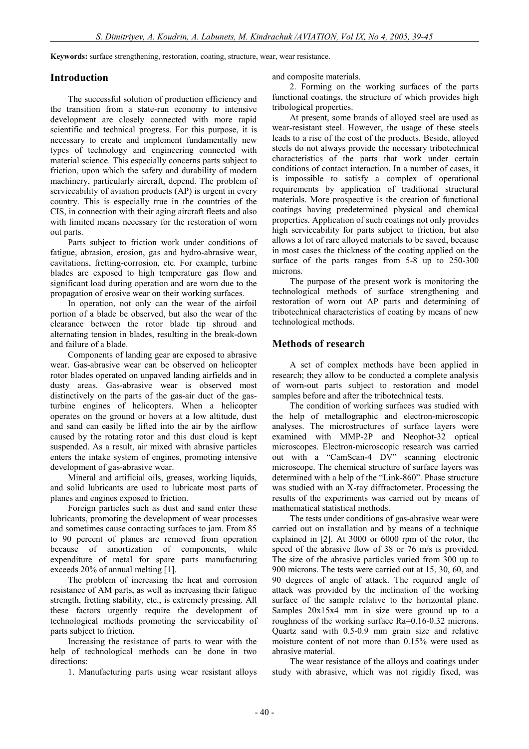**Keywords:** surface strengthening, restoration, coating, structure, wear, wear resistance.

## Introduction

The successful solution of production efficiency and the transition from a state-run economy to intensive development are closely connected with more rapid scientific and technical progress. For this purpose, it is necessary to create and implement fundamentally new types of technology and engineering connected with material science. This especially concerns parts subject to friction, upon which the safety and durability of modern machinery, particularly aircraft, depend. The problem of serviceability of aviation products (AP) is urgent in every country. This is especially true in the countries of the CIS, in connection with their aging aircraft fleets and also with limited means necessary for the restoration of worn out parts.

Parts subject to friction work under conditions of fatigue, abrasion, erosion, gas and hydro-abrasive wear, cavitations, fretting-corrosion, etc. For example, turbine blades are exposed to high temperature gas flow and significant load during operation and are worn due to the propagation of erosive wear on their working surfaces.

In operation, not only can the wear of the airfoil portion of a blade be observed, but also the wear of the clearance between the rotor blade tip shroud and alternating tension in blades, resulting in the break-down and failure of a blade.

Components of landing gear are exposed to abrasive wear. Gas-abrasive wear can be observed on helicopter rotor blades operated on unpaved landing airfields and in dusty areas. Gas-abrasive wear is observed most distinctively on the parts of the gas-air duct of the gas-turbine engines of helicopters. When a helicopter operates on the ground or hovers at a low altitude, dust and sand can easily be lifted into the air by the airflow caused by the rotating rotor and this dust cloud is kept suspended. As a result, air mixed with abrasive particles enters the intake system of engines, promoting intensive development of gas-abrasive wear.

Mineral and artificial oils, greases, working liquids, and solid lubricants are used to lubricate most parts of planes and engines exposed to friction.

Foreign particles such as dust and sand enter these lubricants, promoting the development of wear processes and sometimes cause contacting surfaces to jam. From 85 to 90 percent of planes are removed from operation because of amortization of components, while expenditure of metal for spare parts manufacturing exceeds 20% of annual melting [1].

The problem of increasing the heat and corrosion resistance of AM parts, as well as increasing their fatigue strength, fretting stability, etc., is extremely pressing. All these factors urgently require the development of technological methods promoting the serviceability of parts subject to friction.

Increasing the resistance of parts to wear with the help of technological methods can be done in two directions:

1. Manufacturing parts using wear resistant alloys and composite materials.

2. Forming on the working surfaces of the parts functional coatings, the structure of which provides high tribological properties.

At present, some brands of alloyed steel are used as wear-resistant steel. However, the usage of these steels leads to a rise of the cost of the products. Beside, alloyed steels do not always provide the necessary tribotechnical characteristics of the parts that work under certain conditions of contact interaction. In a number of cases, it is impossible to satisfy a complex of operational requirements by application of traditional structural materials. More prospective is the creation of functional coatings having predetermined physical and chemical properties. Application of such coatings not only provides high serviceability for parts subject to friction, but also allows a lot of rare alloyed materials to be saved, because in most cases the thickness of the coating applied on the surface of the parts ranges from 5-8 up to 250-300 microns.

The purpose of the present work is monitoring the technological methods of surface strengthening and restoration of worn out AP parts and determining of tribotechnical characteristics of coating by means of new technological methods.

## Methods of research

A set of complex methods have been applied in research; they allow to be conducted a complete analysis of worn-out parts subject to restoration and model samples before and after the tribotechnical tests.

The condition of working surfaces was studied with the help of metallographic and electron-microscopic analyses. The microstructures of surface layers were examined with MMP-2P and Neophot-32 optical microscopes. Electron-microscopic research was carried out with a "CamScan-4 DV" scanning electronic microscope. The chemical structure of surface layers was determined with a help of the "Link-860". Phase structure was studied with an X-ray diffractometer. Processing the results of the experiments was carried out by means of mathematical statistical methods.

The tests under conditions of gas-abrasive wear were carried out on installation and by means of a technique explained in [2]. At 3000 or 6000 rpm of the rotor, the speed of the abrasive flow of 38 or 76 m/s is provided. The size of the abrasive particles varied from 300 up to 900 microns. The tests were carried out at 15, 30, 60, and 90 degrees of angle of attack. The required angle of attack was provided by the inclination of the working surface of the sample relative to the horizontal plane. Samples 20x15x4 mm in size were ground up to a roughness of the working surface Ra=0.16-0.32 microns. Quartz sand with 0.5-0.9 mm grain size and relative moisture content of not more than 0.15% were used as abrasive material.

The wear resistance of the alloys and coatings under study with abrasive, which was not rigidly fixed, was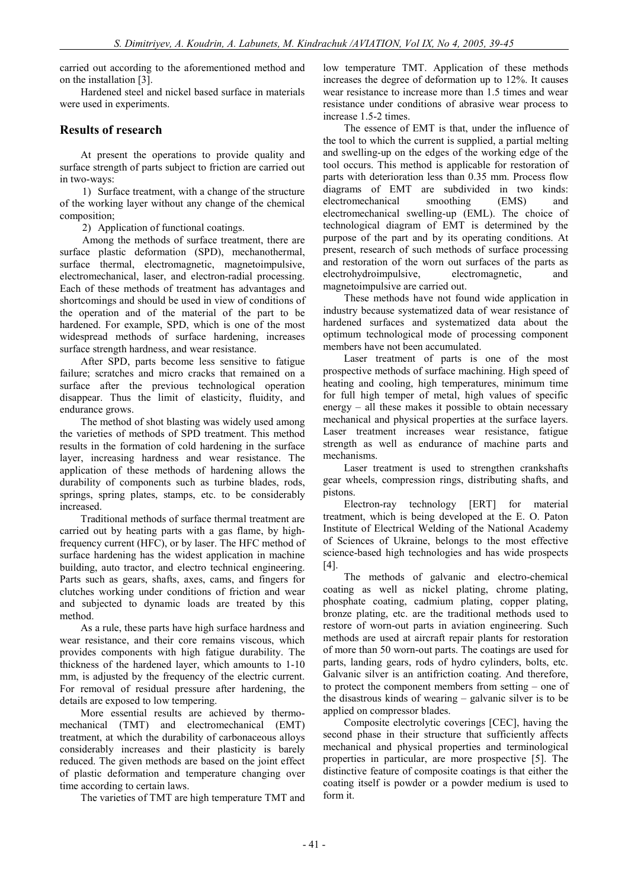carried out according to the aforementioned method and on the installation [3].

Hardened steel and nickel based surface in materials were used in experiments.

## Results of research

At present the operations to provide quality and surface strength of parts subject to friction are carried out in two-ways:

1) Surface treatment, with a change of the structure of the working layer without any change of the chemical composition;

2) Application of functional coatings.

Among the methods of surface treatment, there are surface plastic deformation (SPD), mechanothermal, surface thermal, electromagnetic, magnetoimpulsive, electromechanical, laser, and electron-radial processing. Each of these methods of treatment has advantages and shortcomings and should be used in view of conditions of the operation and of the material of the part to be hardened. For example, SPD, which is one of the most widespread methods of surface hardening, increases surface strength hardness, and wear resistance.

After SPD, parts become less sensitive to fatigue failure; scratches and micro cracks that remained on a surface after the previous technological operation disappear. Thus the limit of elasticity, fluidity, and endurance grows.

The method of shot blasting was widely used among the varieties of methods of SPD treatment. This method results in the formation of cold hardening in the surface layer, increasing hardness and wear resistance. The application of these methods of hardening allows the durability of components such as turbine blades, rods, springs, spring plates, stamps, etc. to be considerably increased.

Traditional methods of surface thermal treatment are carried out by heating parts with a gas flame, by high-frequency current (HFC), or by laser. The HFC method of surface hardening has the widest application in machine building, auto tractor, and electro technical engineering. Parts such as gears, shafts, axes, cams, and fingers for clutches working under conditions of friction and wear and subjected to dynamic loads are treated by this method.

As a rule, these parts have high surface hardness and wear resistance, and their core remains viscous, which provides components with high fatigue durability. The thickness of the hardened layer, which amounts to 1-10 mm, is adjusted by the frequency of the electric current. For removal of residual pressure after hardening, the details are exposed to low tempering.

More essential results are achieved by thermo-mechanical (TMT) and electromechanical (EMT) treatment, at which the durability of carbonaceous alloys considerably increases and their plasticity is barely reduced. The given methods are based on the joint effect of plastic deformation and temperature changing over time according to certain laws.

The varieties of TMT are high temperature TMT and low temperature TMT. Application of these methods increases the degree of deformation up to 12%. It causes wear resistance to increase more than 1.5 times and wear resistance under conditions of abrasive wear process to increase 1.5-2 times.

The essence of EMT is that, under the influence of the tool to which the current is supplied, a partial melting and swelling-up on the edges of the working edge of the tool occurs. This method is applicable for restoration of parts with deterioration less than 0.35 mm. Process flow diagrams of EMT are subdivided in two kinds: electromechanical smoothing (EMS) and electromechanical swelling-up (EML). The choice of technological diagram of EMT is determined by the purpose of the part and by its operating conditions. At present, research of such methods of surface processing and restoration of the worn out surfaces of the parts as electrohydroimpulsive, electromagnetic, and magnetoimpulsive are carried out.

These methods have not found wide application in industry because systematized data of wear resistance of hardened surfaces and systematized data about the optimum technological mode of processing component members have not been accumulated.

Laser treatment of parts is one of the most prospective methods of surface machining. High speed of heating and cooling, high temperatures, minimum time for full high temper of metal, high values of specific energy – all these makes it possible to obtain necessary mechanical and physical properties at the surface layers. Laser treatment increases wear resistance, fatigue strength as well as endurance of machine parts and mechanisms.

Laser treatment is used to strengthen crankshafts gear wheels, compression rings, distributing shafts, and pistons.

Electron-ray technology [ERT] for material treatment, which is being developed at the E. O. Paton Institute of Electrical Welding of the National Academy of Sciences of Ukraine, belongs to the most effective science-based high technologies and has wide prospects [4].

The methods of galvanic and electro-chemical coating as well as nickel plating, chrome plating, phosphate coating, cadmium plating, copper plating, bronze plating, etc. are the traditional methods used to restore of worn-out parts in aviation engineering. Such methods are used at aircraft repair plants for restoration of more than 50 worn-out parts. The coatings are used for parts, landing gears, rods of hydro cylinders, bolts, etc. Galvanic silver is an antifriction coating. And therefore, to protect the component members from setting – one of the disastrous kinds of wearing – galvanic silver is to be applied on compressor blades.

Composite electrolytic coverings [CEC], having the second phase in their structure that sufficiently affects mechanical and physical properties and terminological properties in particular, are more prospective [5]. The distinctive feature of composite coatings is that either the coating itself is powder or a powder medium is used to form it.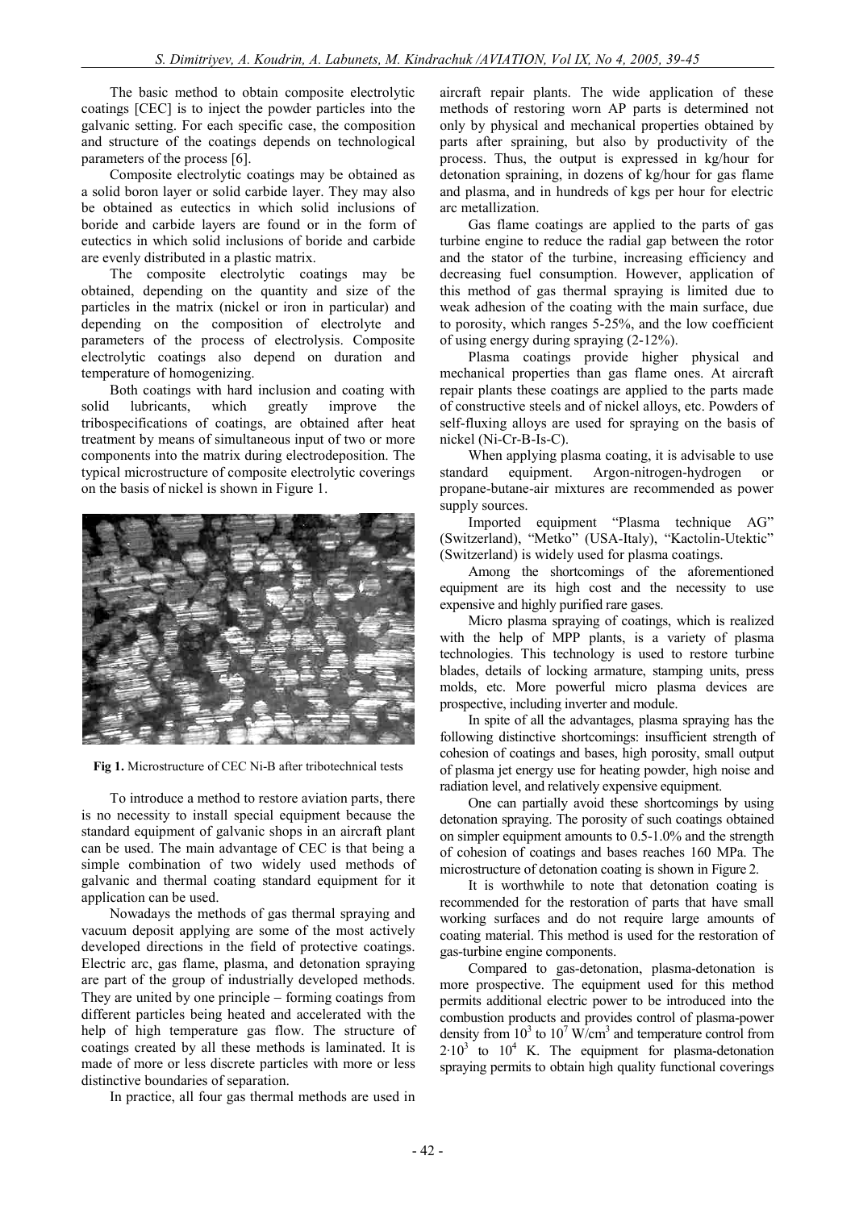The basic method to obtain composite electrolytic coatings [CEC] is to inject the powder particles into the galvanic setting. For each specific case, the composition and structure of the coatings depends on technological parameters of the process [6].

Composite electrolytic coatings may be obtained as a solid boron layer or solid carbide layer. They may also be obtained as eutectics in which solid inclusions of boride and carbide layers are found or in the form of eutectics in which solid inclusions of boride and carbide are evenly distributed in a plastic matrix.

The composite electrolytic coatings may be obtained, depending on the quantity and size of the particles in the matrix (nickel or iron in particular) and depending on the composition of electrolyte and parameters of the process of electrolysis. Composite electrolytic coatings also depend on duration and temperature of homogenizing.

Both coatings with hard inclusion and coating with solid lubricants, which greatly improve the tribospecifications of coatings, are obtained after heat treatment by means of simultaneous input of two or more components into the matrix during electrodeposition. The typical microstructure of composite electrolytic coverings on the basis of nickel is shown in Figure 1.

**Fig 1.** Microstructure of CEC Ni-B after tribotechnical tests

To introduce a method to restore aviation parts, there is no necessity to install special equipment because the standard equipment of galvanic shops in an aircraft plant can be used. The main advantage of CEC is that being a simple combination of two widely used methods of galvanic and thermal coating standard equipment for it application can be used.

Nowadays the methods of gas thermal spraying and vacuum deposit applying are some of the most actively developed directions in the field of protective coatings. Electric arc, gas flame, plasma, and detonation spraying are part of the group of industrially developed methods. They are united by one principle – forming coatings from different particles being heated and accelerated with the help of high temperature gas flow. The structure of coatings created by all these methods is laminated. It is made of more or less discrete particles with more or less distinctive boundaries of separation.

In practice, all four gas thermal methods are used in aircraft repair plants. The wide application of these methods of restoring worn AP parts is determined not only by physical and mechanical properties obtained by parts after spraining, but also by productivity of the process. Thus, the output is expressed in kg/hour for detonation spraining, in dozens of kg/hour for gas flame and plasma, and in hundreds of kgs per hour for electric arc metallization.

Gas flame coatings are applied to the parts of gas turbine engine to reduce the radial gap between the rotor and the stator of the turbine, increasing efficiency and decreasing fuel consumption. However, application of this method of gas thermal spraying is limited due to weak adhesion of the coating with the main surface, due to porosity, which ranges 5-25%, and the low coefficient of using energy during spraying (2-12%).

Plasma coatings provide higher physical and mechanical properties than gas flame ones. At aircraft repair plants these coatings are applied to the parts made of constructive steels and of nickel alloys, etc. Powders of self-fluxing alloys are used for spraying on the basis of nickel (Ni-Cr-B-Is-C).

When applying plasma coating, it is advisable to use standard equipment. Argon-nitrogen-hydrogen or propane-butane-air mixtures are recommended as power supply sources.

Imported equipment "Plasma technique AG" (Switzerland), "Metko" (USA-Italy), "Kactolin-Utektic" (Switzerland) is widely used for plasma coatings.

Among the shortcomings of the aforementioned equipment are its high cost and the necessity to use expensive and highly purified rare gases.

Micro plasma spraying of coatings, which is realized with the help of MPP plants, is a variety of plasma technologies. This technology is used to restore turbine blades, details of locking armature, stamping units, press molds, etc. More powerful micro plasma devices are prospective, including inverter and module.

In spite of all the advantages, plasma spraying has the following distinctive shortcomings: insufficient strength of cohesion of coatings and bases, high porosity, small output of plasma jet energy use for heating powder, high noise and radiation level, and relatively expensive equipment.

One can partially avoid these shortcomings by using detonation spraying. The porosity of such coatings obtained on simpler equipment amounts to 0.5-1.0% and the strength of cohesion of coatings and bases reaches 160 MPa. The microstructure of detonation coating is shown in Figure 2.

It is worthwhile to note that detonation coating is recommended for the restoration of parts that have small working surfaces and do not require large amounts of coating material. This method is used for the restoration of gas-turbine engine components.

Compared to gas-detonation, plasma-detonation is more prospective. The equipment used for this method permits additional electric power to be introduced into the combustion products and provides control of plasma-power density from $10^3$ to $10^7$ W/cm$^3$ and temperature control from $2 \cdot 10^3$ to $10^4$ K. The equipment for plasma-detonation spraying permits to obtain high quality functional coverings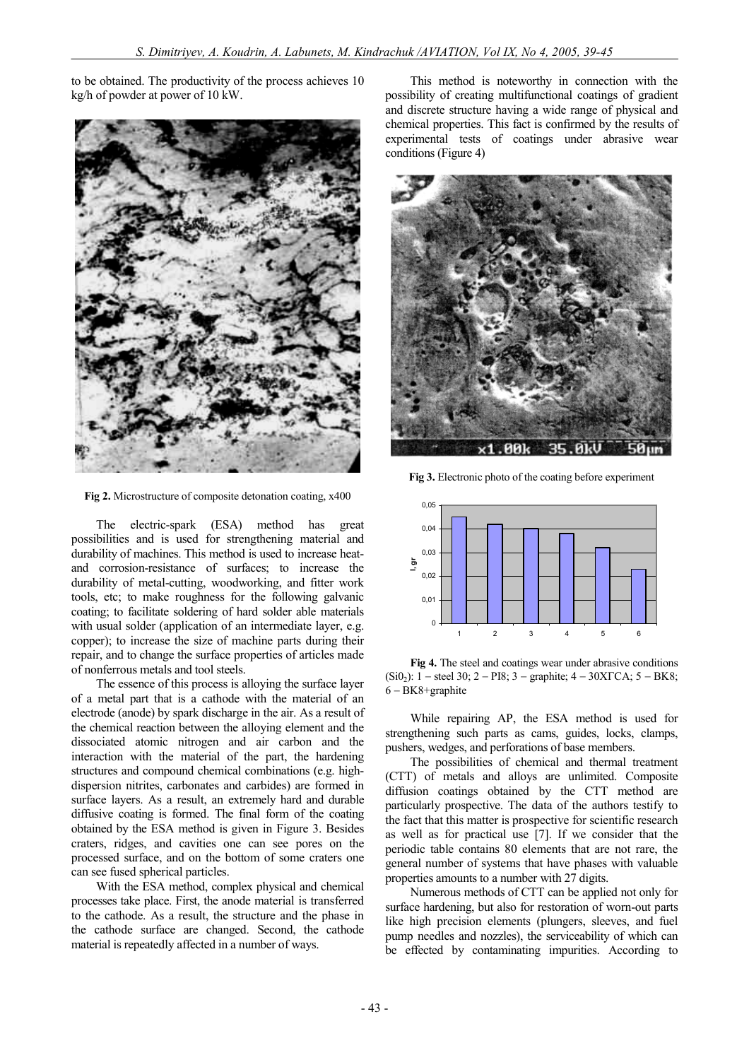to be obtained. The productivity of the process achieves 10 kg/h of powder at power of 10 kW.

**Fig 2.** Microstructure of composite detonation coating, x400

The electric-spark (ESA) method has great possibilities and is used for strengthening material and durability of machines. This method is used to increase heat- and corrosion-resistance of surfaces; to increase the durability of metal-cutting, woodworking, and fitter work tools, etc; to make roughness for the following galvanic coating; to facilitate soldering of hard solder able materials with usual solder (application of an intermediate layer, e.g. copper); to increase the size of machine parts during their repair, and to change the surface properties of articles made of nonferrous metals and tool steels.

The essence of this process is alloying the surface layer of a metal part that is a cathode with the material of an electrode (anode) by spark discharge in the air. As a result of the chemical reaction between the alloying element and the dissociated atomic nitrogen and air carbon and the interaction with the material of the part, the hardening structures and compound chemical combinations (e.g. high-dispersion nitrites, carbonates and carbides) are formed in surface layers. As a result, an extremely hard and durable diffusive coating is formed. The final form of the coating obtained by the ESA method is given in Figure 3. Besides craters, ridges, and cavities one can see pores on the processed surface, and on the bottom of some craters one can see fused spherical particles.

With the ESA method, complex physical and chemical processes take place. First, the anode material is transferred to the cathode. As a result, the structure and the phase in the cathode surface are changed. Second, the cathode material is repeatedly affected in a number of ways.

This method is noteworthy in connection with the possibility of creating multifunctional coatings of gradient and discrete structure having a wide range of physical and chemical properties. This fact is confirmed by the results of experimental tests of coatings under abrasive wear conditions (Figure 4)

**Fig 3.** Electronic photo of the coating before experiment

**Fig 4.** The steel and coatings wear under abrasive conditions ($SiO_2$): 1 – steel 30; 2 – PI8; 3 – graphite; 4 – 30ХГСА; 5 – ВК8; 6 – ВК8+graphite

While repairing AP, the ESA method is used for strengthening such parts as cams, guides, locks, clamps, pushers, wedges, and perforations of base members.

The possibilities of chemical and thermal treatment (CTT) of metals and alloys are unlimited. Composite diffusion coatings obtained by the CTT method are particularly prospective. The data of the authors testify to the fact that this matter is prospective for scientific research as well as for practical use [7]. If we consider that the periodic table contains 80 elements that are not rare, the general number of systems that have phases with valuable properties amounts to a number with 27 digits.

Numerous methods of CTT can be applied not only for surface hardening, but also for restoration of worn-out parts like high precision elements (plungers, sleeves, and fuel pump needles and nozzles), the serviceability of which can be effected by contaminating impurities. According to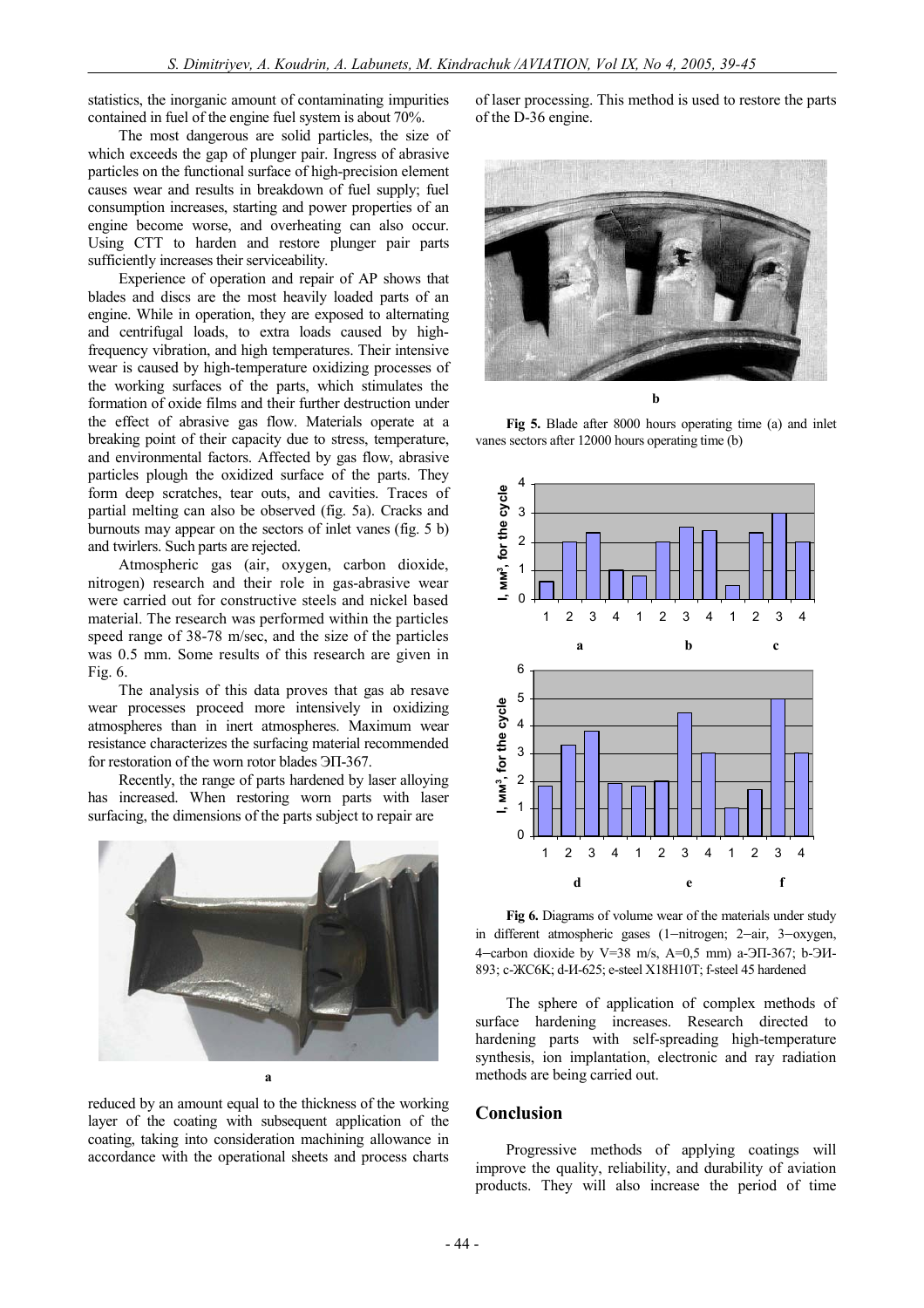statistics, the inorganic amount of contaminating impurities contained in fuel of the engine fuel system is about 70%.

The most dangerous are solid particles, the size of which exceeds the gap of plunger pair. Ingress of abrasive particles on the functional surface of high-precision element causes wear and results in breakdown of fuel supply; fuel consumption increases, starting and power properties of an engine become worse, and overheating can also occur. Using CTT to harden and restore plunger pair parts sufficiently increases their serviceability.

Experience of operation and repair of AP shows that blades and discs are the most heavily loaded parts of an engine. While in operation, they are exposed to alternating and centrifugal loads, to extra loads caused by high-frequency vibration, and high temperatures. Their intensive wear is caused by high-temperature oxidizing processes of the working surfaces of the parts, which stimulates the formation of oxide films and their further destruction under the effect of abrasive gas flow. Materials operate at a breaking point of their capacity due to stress, temperature, and environmental factors. Affected by gas flow, abrasive particles plough the oxidized surface of the parts. They form deep scratches, tear outs, and cavities. Traces of partial melting can also be observed (fig. 5a). Cracks and burnouts may appear on the sectors of inlet vanes (fig. 5 b) and twirlers. Such parts are rejected.

Atmospheric gas (air, oxygen, carbon dioxide, nitrogen) research and their role in gas-abrasive wear were carried out for constructive steels and nickel based material. The research was performed within the particles speed range of 38-78 m/sec, and the size of the particles was 0.5 mm. Some results of this research are given in Fig. 6.

The analysis of this data proves that gas ab resave wear processes proceed more intensively in oxidizing atmospheres than in inert atmospheres. Maximum wear resistance characterizes the surfacing material recommended for restoration of the worn rotor blades ЭП-367.

Recently, the range of parts hardened by laser alloying has increased. When restoring worn parts with laser surfacing, the dimensions of the parts subject to repair are reduced by an amount equal to the thickness of the working layer of the coating with subsequent application of the coating, taking into consideration machining allowance in accordance with the operational sheets and process charts of laser processing. This method is used to restore the parts of the D-36 engine.

**Fig 5.** Blade after 8000 hours operating time (a) and inlet vanes sectors after 12000 hours operating time (b)

**Fig 6.** Diagrams of volume wear of the materials under study in different atmospheric gases (1–nitrogen; 2–air, 3–oxygen, 4–carbon dioxide by V=38 m/s, A=0,5 mm) a-ЭП-367; b-ЭИ-893; c-ЖС6К; d-И-625; e-steel Х18Н10Т; f-steel 45 hardened

The sphere of application of complex methods of surface hardening increases. Research directed to hardening parts with self-spreading high-temperature synthesis, ion implantation, electronic and ray radiation methods are being carried out.

## Conclusion

Progressive methods of applying coatings will improve the quality, reliability, and durability of aviation products. They will also increase the period of time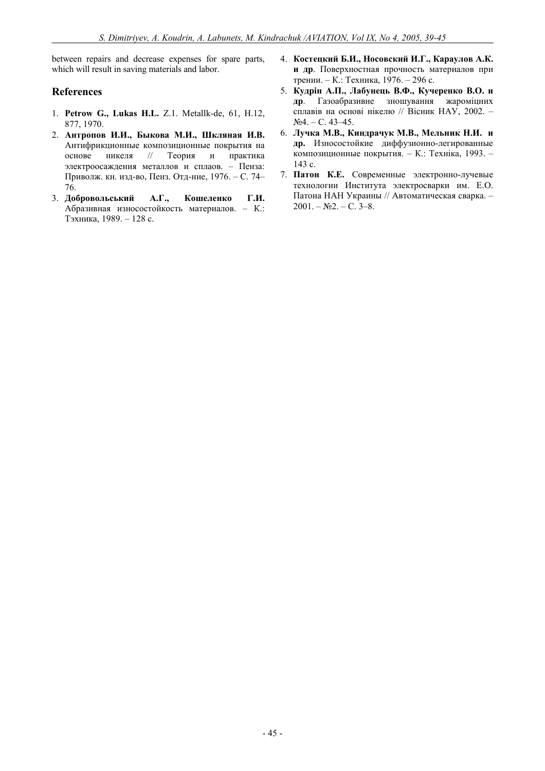between repairs and decrease expenses for spare parts, which will result in saving materials and labor.

## References

1. **Petrow G., Lukas H.L.** Z.1. Metallk-de, 61, H.12, 877, 1970.
2. **Антропов И.И., Быкова М.И., Шкляная И.В.** Антифрикционные композиционные покрытия на основе никеля // Теория и практика электроосаждения металлов и сплаов. – Пенза: Приволж. кн. изд-во, Пенз. Отд-ние, 1976. – С. 74–76.
3. **Добровольський А.Г., Кошеленко Г.И.** Абразивная износостойкость материалов. – К.: Тэхника, 1989. – 128 с.
4. **Костецкий Б.И., Носовский И.Г., Караулов А.К. и др**. Поверхностная прочность материалов при трении. – К.: Техника, 1976. – 296 с.
5. **Кудрін А.П., Лабунець В.Ф., Кучеренко В.О. и др**. Газоабразивне зношування жароміцних сплавів на основі нікелю // Вісник НАУ, 2002. – №4. – С. 43–45.
6. **Лучка М.В., Киндрачук М.В., Мельник Н.И. и др.** Износостойкие диффузионно-легированные композиционные покрытия. – К.: Техніка, 1993. – 143 с.
7. **Патон К.Е.** Современные электронно-лучевые технологии Института электросварки им. Е.О. Патона НАН Украины // Автоматическая сварка. – 2001. – №2. – С. 3–8.